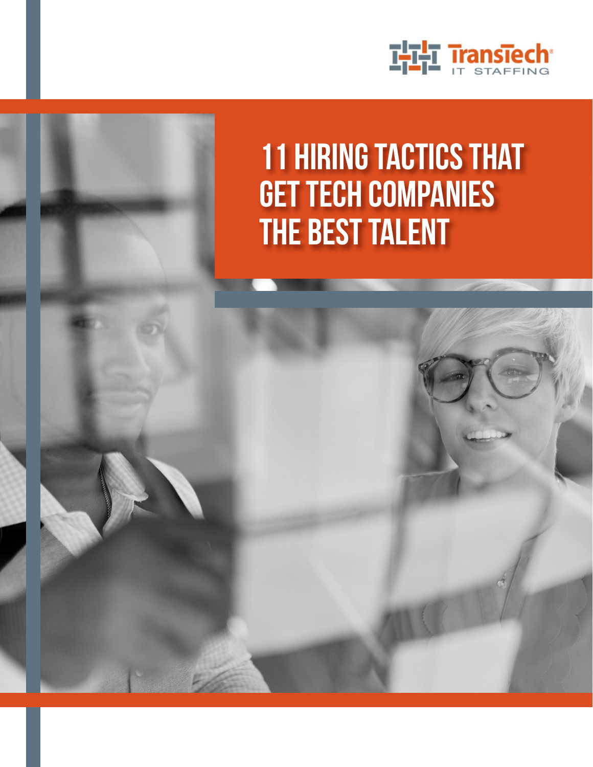TransTech IT STAFFING

# 11 HIRING TACTICS THAT GET TECH COMPANIES THE BEST TALENT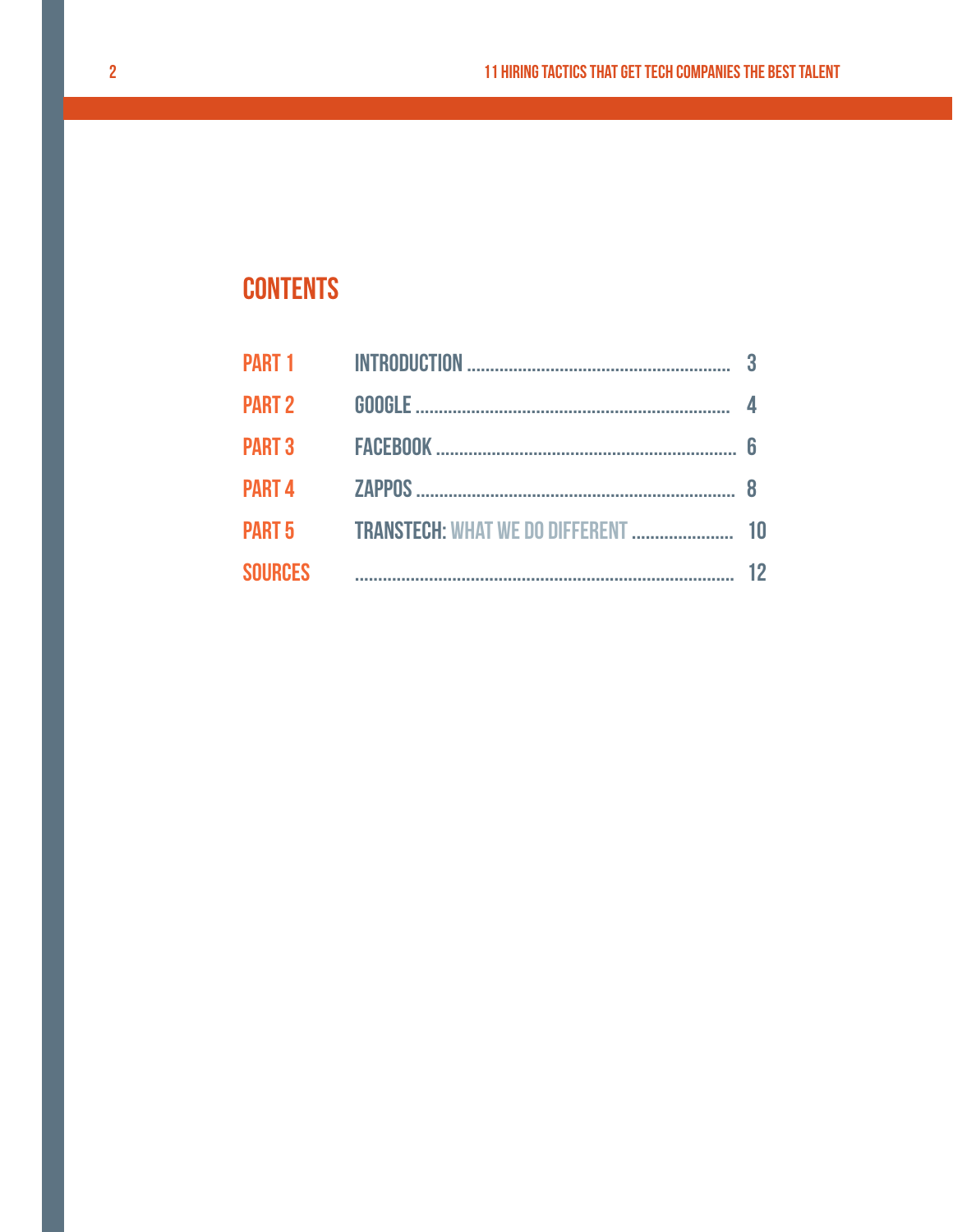# CONTENTS

| | | |
|---|---|---|
| PART 1 | INTRODUCTION | 3 |
| PART 2 | GOOGLE | 4 |
| PART 3 | FACEBOOK | 6 |
| PART 4 | ZAPPOS | 8 |
| PART 5 | TRANSTECH: WHAT WE DO DIFFERENT | 10 |
| SOURCES | | 12 |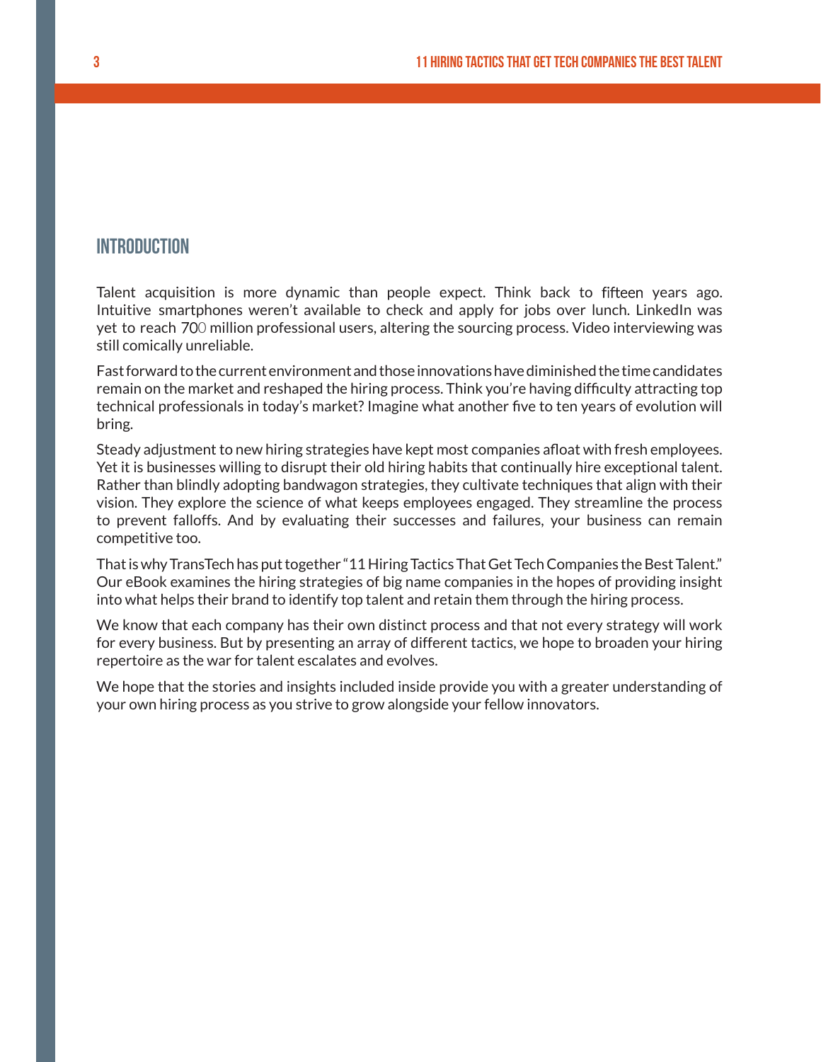## INTRODUCTION

Talent acquisition is more dynamic than people expect. Think back to fifteen years ago. Intuitive smartphones weren't available to check and apply for jobs over lunch. LinkedIn was yet to reach 700 million professional users, altering the sourcing process. Video interviewing was still comically unreliable.

Fast forward to the current environment and those innovations have diminished the time candidates remain on the market and reshaped the hiring process. Think you're having difficulty attracting top technical professionals in today's market? Imagine what another five to ten years of evolution will bring.

Steady adjustment to new hiring strategies have kept most companies afloat with fresh employees. Yet it is businesses willing to disrupt their old hiring habits that continually hire exceptional talent. Rather than blindly adopting bandwagon strategies, they cultivate techniques that align with their vision. They explore the science of what keeps employees engaged. They streamline the process to prevent falloffs. And by evaluating their successes and failures, your business can remain competitive too.

That is why TransTech has put together "11 Hiring Tactics That Get Tech Companies the Best Talent." Our eBook examines the hiring strategies of big name companies in the hopes of providing insight into what helps their brand to identify top talent and retain them through the hiring process.

We know that each company has their own distinct process and that not every strategy will work for every business. But by presenting an array of different tactics, we hope to broaden your hiring repertoire as the war for talent escalates and evolves.

We hope that the stories and insights included inside provide you with a greater understanding of your own hiring process as you strive to grow alongside your fellow innovators.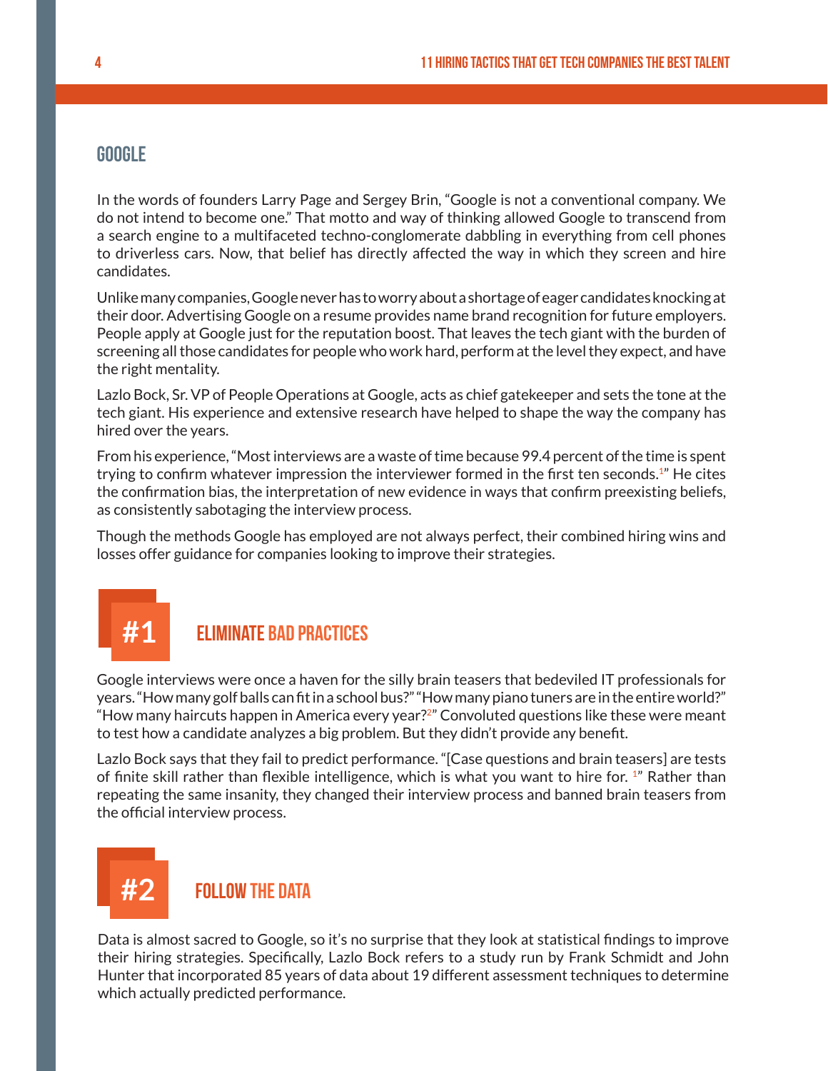## GOOGLE

In the words of founders Larry Page and Sergey Brin, "Google is not a conventional company. We do not intend to become one." That motto and way of thinking allowed Google to transcend from a search engine to a multifaceted techno-conglomerate dabbling in everything from cell phones to driverless cars. Now, that belief has directly affected the way in which they screen and hire candidates.

Unlike many companies, Google never has to worry about a shortage of eager candidates knocking at their door. Advertising Google on a resume provides name brand recognition for future employers. People apply at Google just for the reputation boost. That leaves the tech giant with the burden of screening all those candidates for people who work hard, perform at the level they expect, and have the right mentality.

Lazlo Bock, Sr. VP of People Operations at Google, acts as chief gatekeeper and sets the tone at the tech giant. His experience and extensive research have helped to shape the way the company has hired over the years.

From his experience, "Most interviews are a waste of time because 99.4 percent of the time is spent trying to confirm whatever impression the interviewer formed in the first ten seconds.[1]" He cites the confirmation bias, the interpretation of new evidence in ways that confirm preexisting beliefs, as consistently sabotaging the interview process.

Though the methods Google has employed are not always perfect, their combined hiring wins and losses offer guidance for companies looking to improve their strategies.

### #1 ELIMINATE BAD PRACTICES

Google interviews were once a haven for the silly brain teasers that bedeviled IT professionals for years. "How many golf balls can fit in a school bus?" "How many piano tuners are in the entire world?" "How many haircuts happen in America every year?[2]" Convoluted questions like these were meant to test how a candidate analyzes a big problem. But they didn't provide any benefit.

Lazlo Bock says that they fail to predict performance. "[Case questions and brain teasers] are tests of finite skill rather than flexible intelligence, which is what you want to hire for. [1]" Rather than repeating the same insanity, they changed their interview process and banned brain teasers from the official interview process.

### #2 FOLLOW THE DATA

Data is almost sacred to Google, so it's no surprise that they look at statistical findings to improve their hiring strategies. Specifically, Lazlo Bock refers to a study run by Frank Schmidt and John Hunter that incorporated 85 years of data about 19 different assessment techniques to determine which actually predicted performance.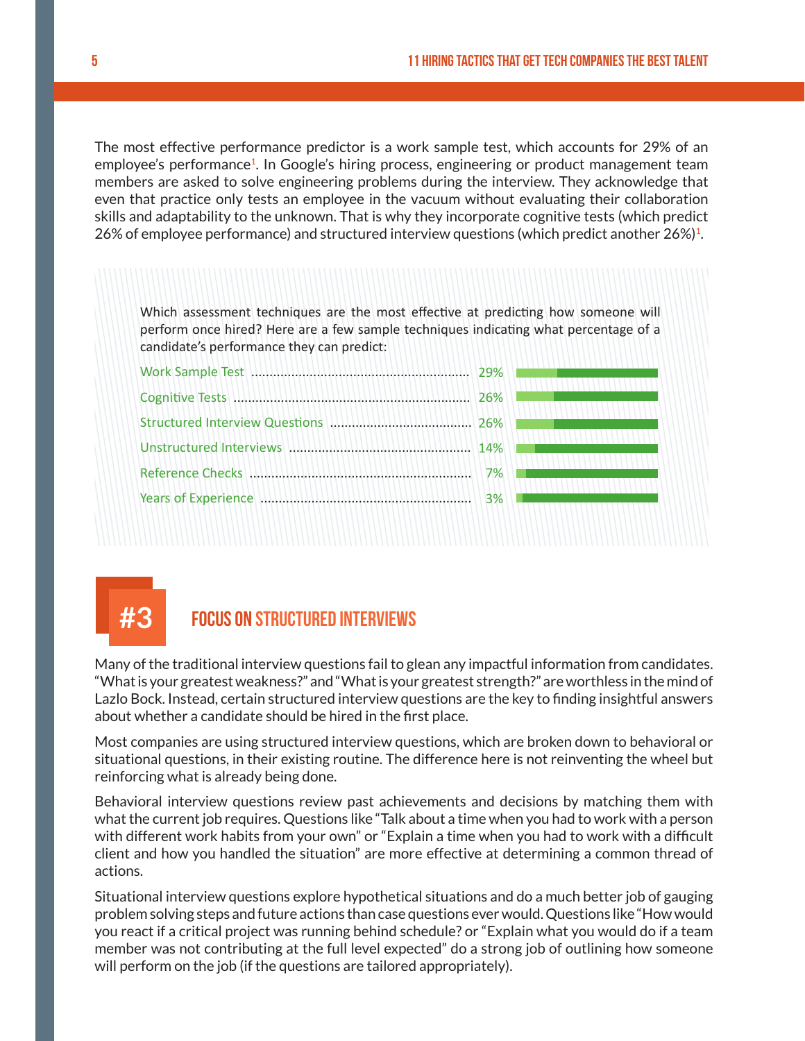The most effective performance predictor is a work sample test, which accounts for 29% of an employee's performance[1]. In Google's hiring process, engineering or product management team members are asked to solve engineering problems during the interview. They acknowledge that even that practice only tests an employee in the vacuum without evaluating their collaboration skills and adaptability to the unknown. That is why they incorporate cognitive tests (which predict 26% of employee performance) and structured interview questions (which predict another 26%)[1].

Which assessment techniques are the most effective at predicting how someone will perform once hired? Here are a few sample techniques indicating what percentage of a candidate's performance they can predict:

| Technique | Percentage |
| --- | --- |
| Work Sample Test | 29% |
| Cognitive Tests | 26% |
| Structured Interview Questions | 26% |
| Unstructured Interviews | 14% |
| Reference Checks | 7% |
| Years of Experience | 3% |

## #3 FOCUS ON STRUCTURED INTERVIEWS

Many of the traditional interview questions fail to glean any impactful information from candidates. "What is your greatest weakness?" and "What is your greatest strength?" are worthless in the mind of Lazlo Bock. Instead, certain structured interview questions are the key to finding insightful answers about whether a candidate should be hired in the first place.

Most companies are using structured interview questions, which are broken down to behavioral or situational questions, in their existing routine. The difference here is not reinventing the wheel but reinforcing what is already being done.

Behavioral interview questions review past achievements and decisions by matching them with what the current job requires. Questions like "Talk about a time when you had to work with a person with different work habits from your own" or "Explain a time when you had to work with a difficult client and how you handled the situation" are more effective at determining a common thread of actions.

Situational interview questions explore hypothetical situations and do a much better job of gauging problem solving steps and future actions than case questions ever would. Questions like "How would you react if a critical project was running behind schedule? or "Explain what you would do if a team member was not contributing at the full level expected" do a strong job of outlining how someone will perform on the job (if the questions are tailored appropriately).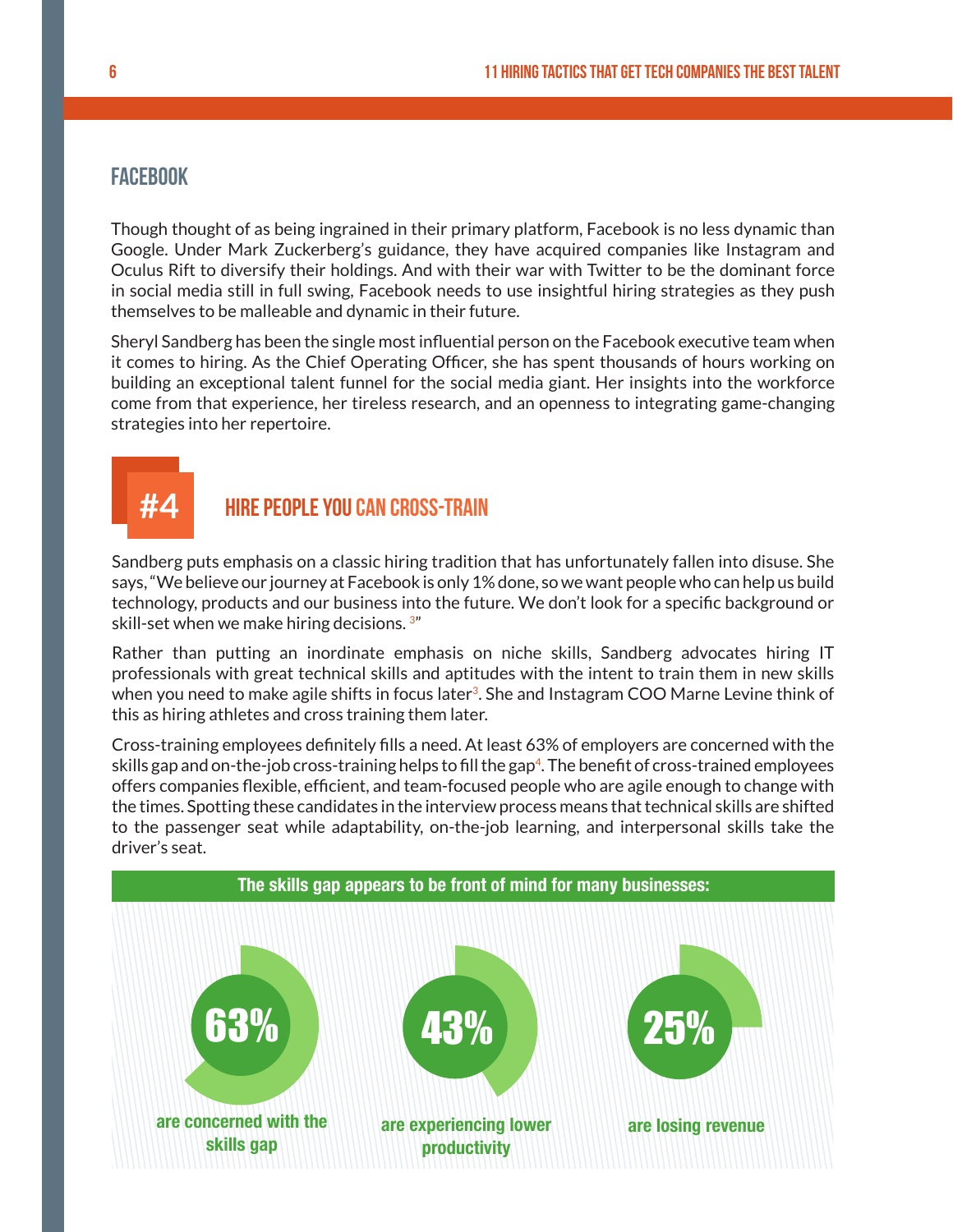## FACEBOOK

Though thought of as being ingrained in their primary platform, Facebook is no less dynamic than Google. Under Mark Zuckerberg's guidance, they have acquired companies like Instagram and Oculus Rift to diversify their holdings. And with their war with Twitter to be the dominant force in social media still in full swing, Facebook needs to use insightful hiring strategies as they push themselves to be malleable and dynamic in their future.

Sheryl Sandberg has been the single most influential person on the Facebook executive team when it comes to hiring. As the Chief Operating Officer, she has spent thousands of hours working on building an exceptional talent funnel for the social media giant. Her insights into the workforce come from that experience, her tireless research, and an openness to integrating game-changing strategies into her repertoire.

### #4 HIRE PEOPLE YOU CAN CROSS-TRAIN

Sandberg puts emphasis on a classic hiring tradition that has unfortunately fallen into disuse. She says, "We believe our journey at Facebook is only 1% done, so we want people who can help us build technology, products and our business into the future. We don't look for a specific background or skill-set when we make hiring decisions. [3]"

Rather than putting an inordinate emphasis on niche skills, Sandberg advocates hiring IT professionals with great technical skills and aptitudes with the intent to train them in new skills when you need to make agile shifts in focus later[3]. She and Instagram COO Marne Levine think of this as hiring athletes and cross training them later.

Cross-training employees definitely fills a need. At least 63% of employers are concerned with the skills gap and on-the-job cross-training helps to fill the gap[4]. The benefit of cross-trained employees offers companies flexible, efficient, and team-focused people who are agile enough to change with the times. Spotting these candidates in the interview process means that technical skills are shifted to the passenger seat while adaptability, on-the-job learning, and interpersonal skills take the driver's seat.

**The skills gap appears to be front of mind for many businesses:**

- **63%** are concerned with the skills gap
- **43%** are experiencing lower productivity
- **25%** are losing revenue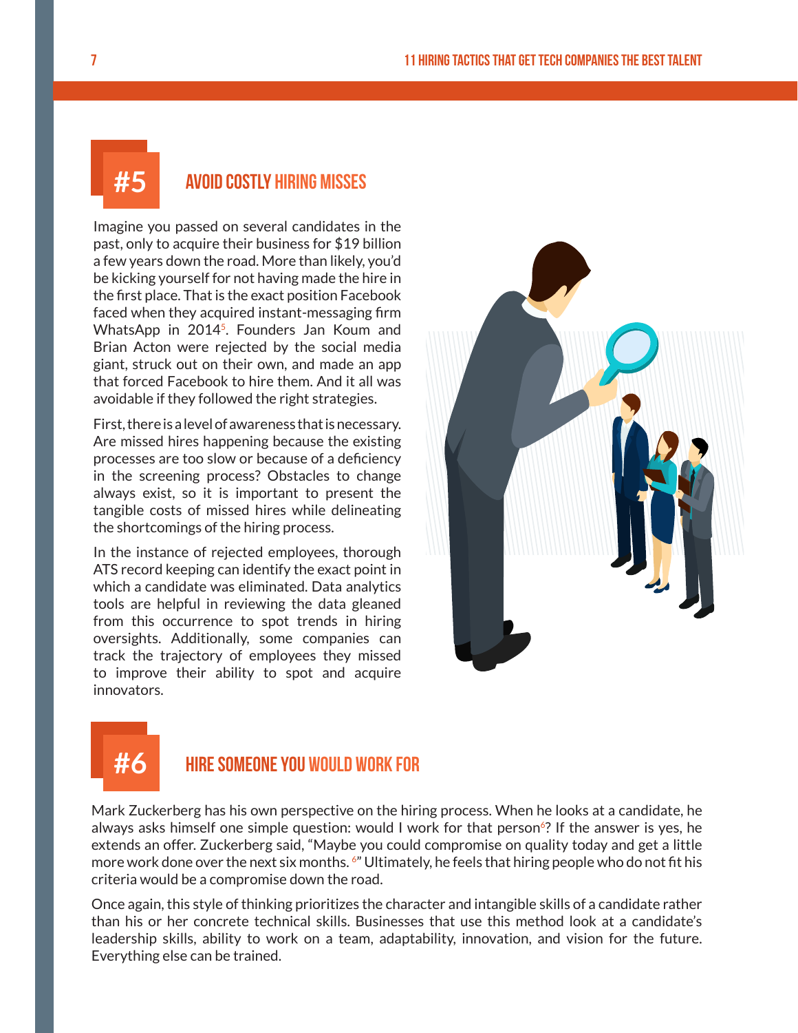## #5 AVOID COSTLY HIRING MISSES

Imagine you passed on several candidates in the past, only to acquire their business for $19 billion a few years down the road. More than likely, you'd be kicking yourself for not having made the hire in the first place. That is the exact position Facebook faced when they acquired instant-messaging firm WhatsApp in 2014[5]. Founders Jan Koum and Brian Acton were rejected by the social media giant, struck out on their own, and made an app that forced Facebook to hire them. And it all was avoidable if they followed the right strategies.

First, there is a level of awareness that is necessary. Are missed hires happening because the existing processes are too slow or because of a deficiency in the screening process? Obstacles to change always exist, so it is important to present the tangible costs of missed hires while delineating the shortcomings of the hiring process.

In the instance of rejected employees, thorough ATS record keeping can identify the exact point in which a candidate was eliminated. Data analytics tools are helpful in reviewing the data gleaned from this occurrence to spot trends in hiring oversights. Additionally, some companies can track the trajectory of employees they missed to improve their ability to spot and acquire innovators.

## #6 HIRE SOMEONE YOU WOULD WORK FOR

Mark Zuckerberg has his own perspective on the hiring process. When he looks at a candidate, he always asks himself one simple question: would I work for that person[6]? If the answer is yes, he extends an offer. Zuckerberg said, "Maybe you could compromise on quality today and get a little more work done over the next six months. [6]" Ultimately, he feels that hiring people who do not fit his criteria would be a compromise down the road.

Once again, this style of thinking prioritizes the character and intangible skills of a candidate rather than his or her concrete technical skills. Businesses that use this method look at a candidate's leadership skills, ability to work on a team, adaptability, innovation, and vision for the future. Everything else can be trained.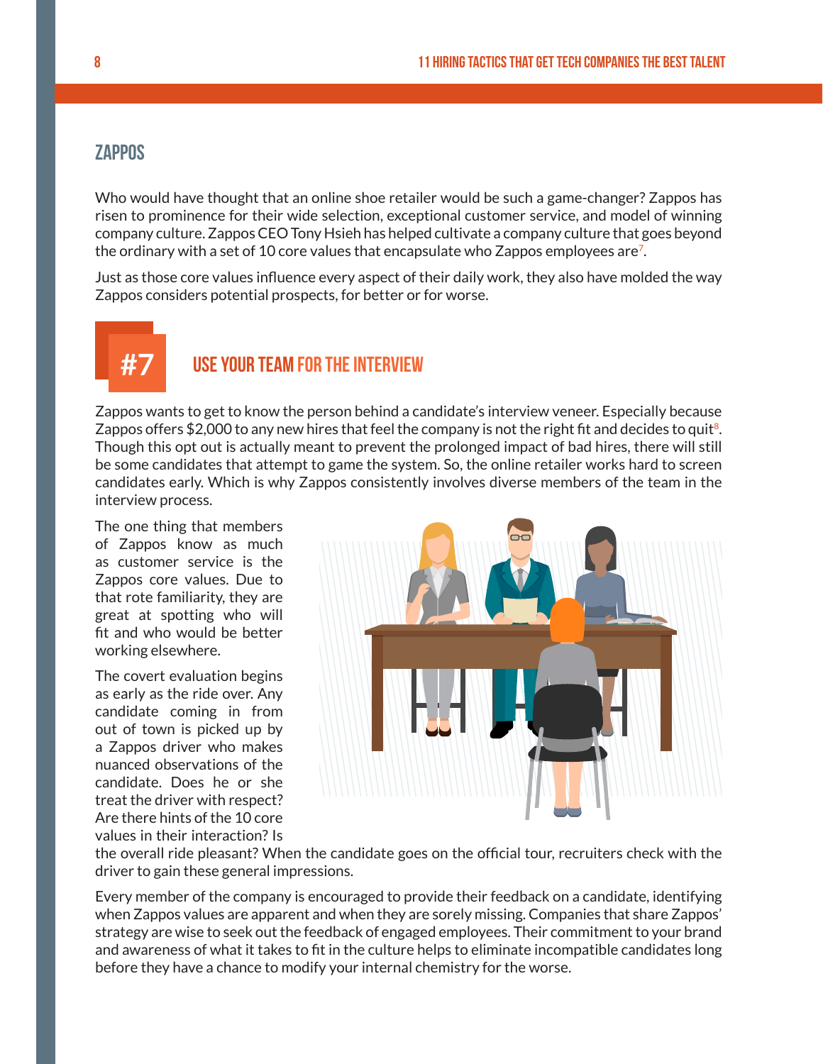## ZAPPOS

Who would have thought that an online shoe retailer would be such a game-changer? Zappos has risen to prominence for their wide selection, exceptional customer service, and model of winning company culture. Zappos CEO Tony Hsieh has helped cultivate a company culture that goes beyond the ordinary with a set of 10 core values that encapsulate who Zappos employees are[7].

Just as those core values influence every aspect of their daily work, they also have molded the way Zappos considers potential prospects, for better or for worse.

### #7 USE YOUR TEAM FOR THE INTERVIEW

Zappos wants to get to know the person behind a candidate's interview veneer. Especially because Zappos offers $2,000 to any new hires that feel the company is not the right fit and decides to quit[8]. Though this opt out is actually meant to prevent the prolonged impact of bad hires, there will still be some candidates that attempt to game the system. So, the online retailer works hard to screen candidates early. Which is why Zappos consistently involves diverse members of the team in the interview process.

The one thing that members of Zappos know as much as customer service is the Zappos core values. Due to that rote familiarity, they are great at spotting who will fit and who would be better working elsewhere.

The covert evaluation begins as early as the ride over. Any candidate coming in from out of town is picked up by a Zappos driver who makes nuanced observations of the candidate. Does he or she treat the driver with respect? Are there hints of the 10 core values in their interaction? Is the overall ride pleasant? When the candidate goes on the official tour, recruiters check with the driver to gain these general impressions.

Every member of the company is encouraged to provide their feedback on a candidate, identifying when Zappos values are apparent and when they are sorely missing. Companies that share Zappos' strategy are wise to seek out the feedback of engaged employees. Their commitment to your brand and awareness of what it takes to fit in the culture helps to eliminate incompatible candidates long before they have a chance to modify your internal chemistry for the worse.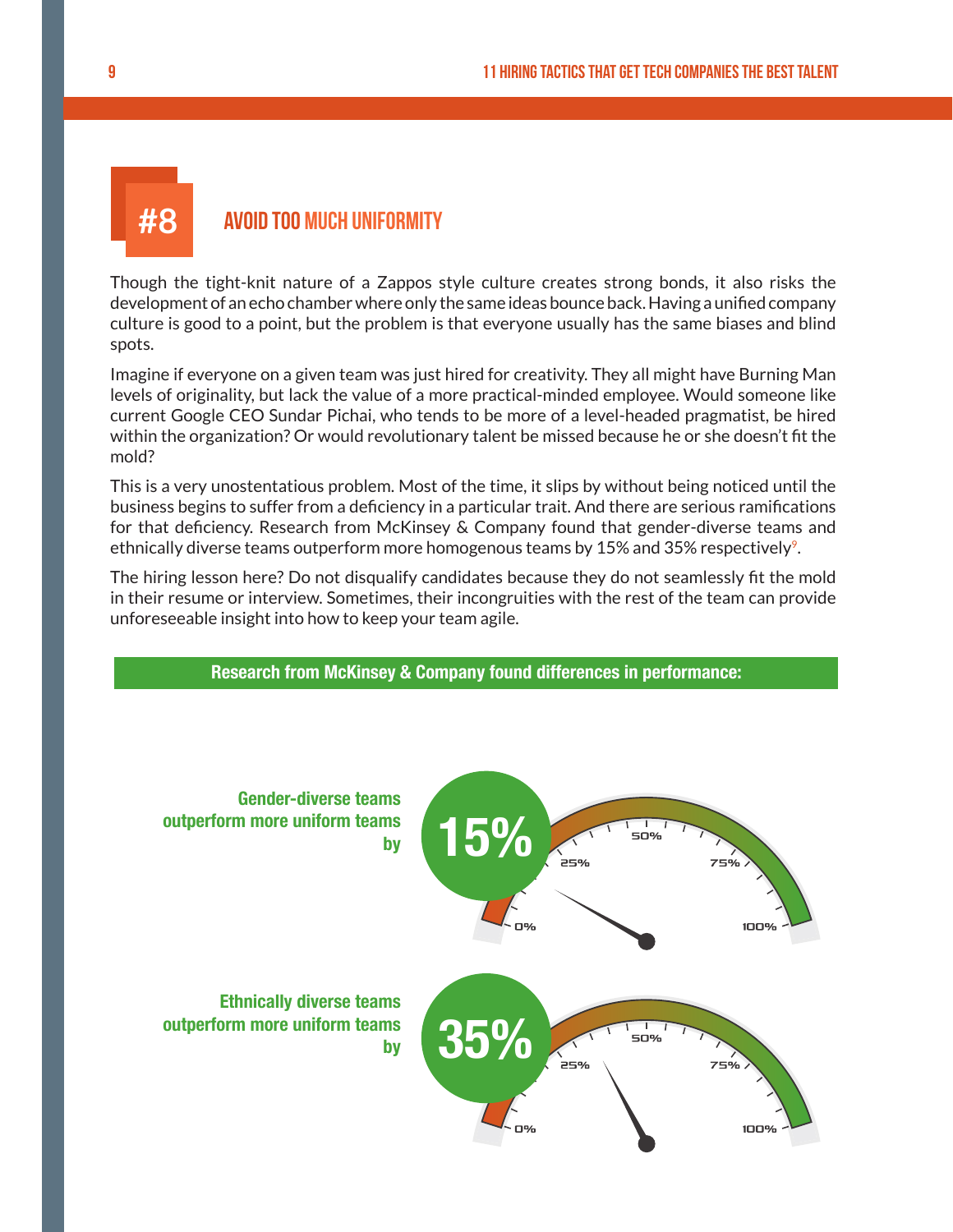## #8 AVOID TOO MUCH UNIFORMITY

Though the tight-knit nature of a Zappos style culture creates strong bonds, it also risks the development of an echo chamber where only the same ideas bounce back. Having a unified company culture is good to a point, but the problem is that everyone usually has the same biases and blind spots.

Imagine if everyone on a given team was just hired for creativity. They all might have Burning Man levels of originality, but lack the value of a more practical-minded employee. Would someone like current Google CEO Sundar Pichai, who tends to be more of a level-headed pragmatist, be hired within the organization? Or would revolutionary talent be missed because he or she doesn't fit the mold?

This is a very unostentatious problem. Most of the time, it slips by without being noticed until the business begins to suffer from a deficiency in a particular trait. And there are serious ramifications for that deficiency. Research from McKinsey & Company found that gender-diverse teams and ethnically diverse teams outperform more homogenous teams by 15% and 35% respectively[9].

The hiring lesson here? Do not disqualify candidates because they do not seamlessly fit the mold in their resume or interview. Sometimes, their incongruities with the rest of the team can provide unforeseeable insight into how to keep your team agile.

**Research from McKinsey & Company found differences in performance:**

**Gender-diverse teams outperform more uniform teams by** **15%**

**Ethnically diverse teams outperform more uniform teams by** **35%**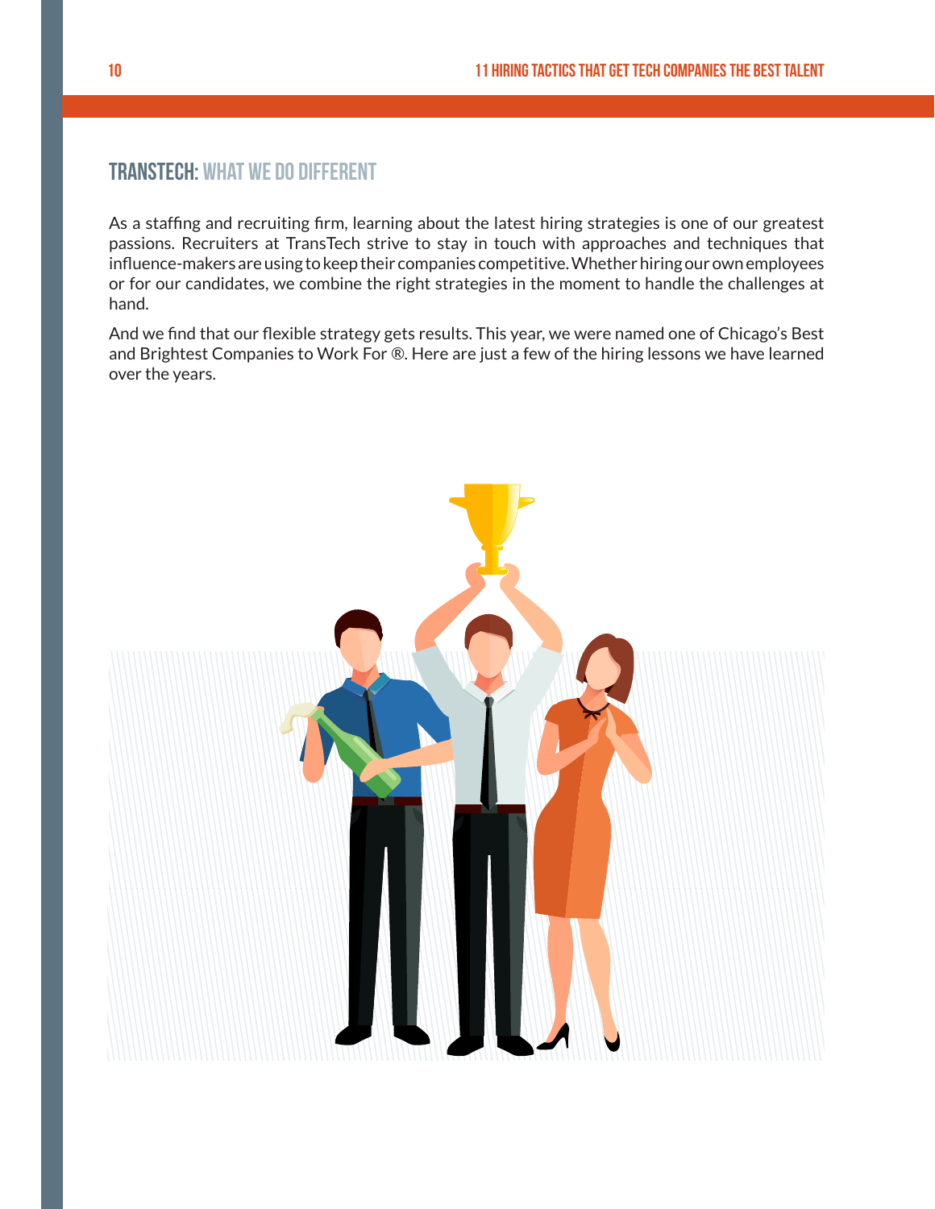## TRANSTECH: WHAT WE DO DIFFERENT

As a staffing and recruiting firm, learning about the latest hiring strategies is one of our greatest passions. Recruiters at TransTech strive to stay in touch with approaches and techniques that influence-makers are using to keep their companies competitive. Whether hiring our own employees or for our candidates, we combine the right strategies in the moment to handle the challenges at hand.

And we find that our flexible strategy gets results. This year, we were named one of Chicago's Best and Brightest Companies to Work For ®. Here are just a few of the hiring lessons we have learned over the years.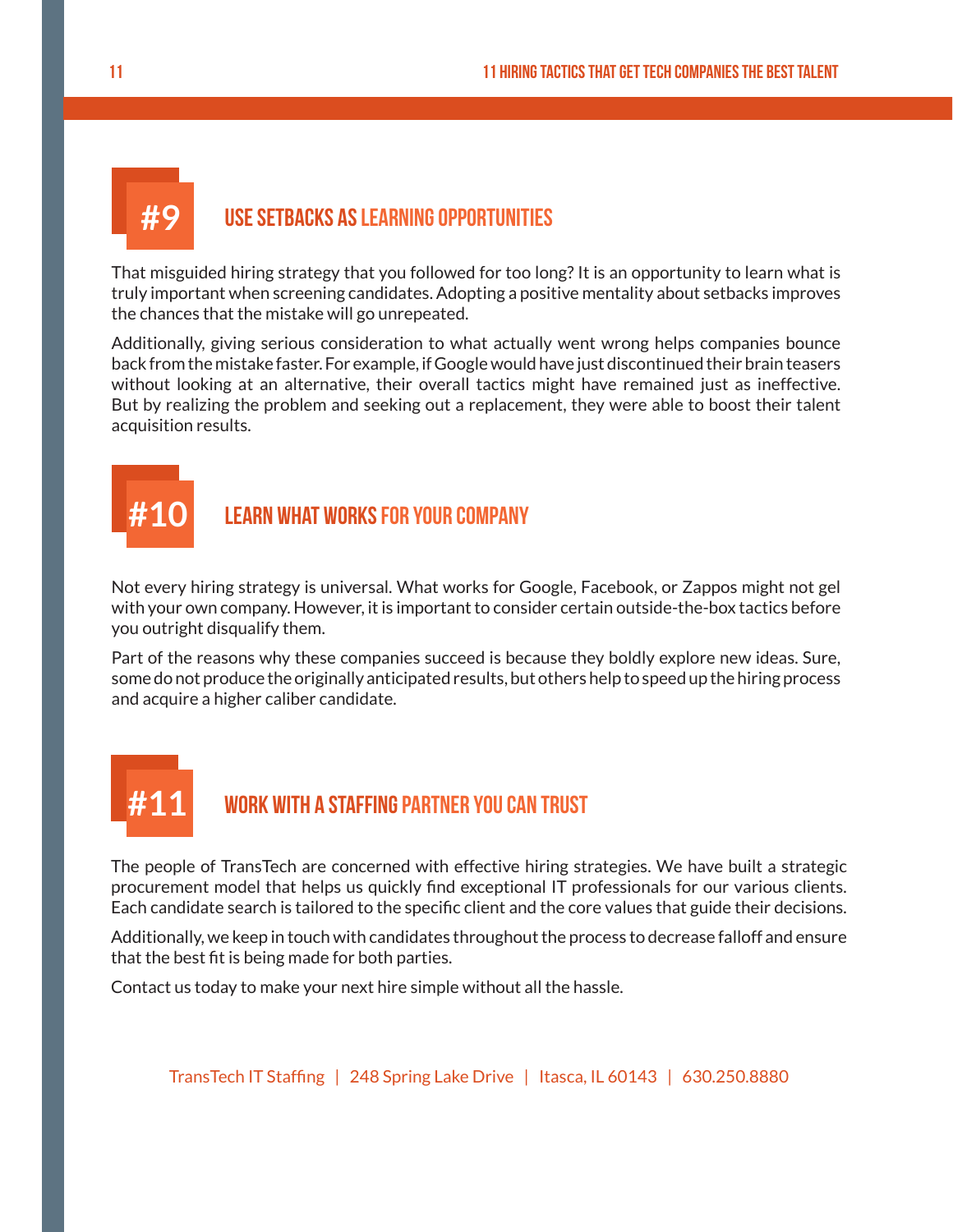## #9 USE SETBACKS AS LEARNING OPPORTUNITIES

That misguided hiring strategy that you followed for too long? It is an opportunity to learn what is truly important when screening candidates. Adopting a positive mentality about setbacks improves the chances that the mistake will go unrepeated.

Additionally, giving serious consideration to what actually went wrong helps companies bounce back from the mistake faster. For example, if Google would have just discontinued their brain teasers without looking at an alternative, their overall tactics might have remained just as ineffective. But by realizing the problem and seeking out a replacement, they were able to boost their talent acquisition results.

## #10 LEARN WHAT WORKS FOR YOUR COMPANY

Not every hiring strategy is universal. What works for Google, Facebook, or Zappos might not gel with your own company. However, it is important to consider certain outside-the-box tactics before you outright disqualify them.

Part of the reasons why these companies succeed is because they boldly explore new ideas. Sure, some do not produce the originally anticipated results, but others help to speed up the hiring process and acquire a higher caliber candidate.

## #11 WORK WITH A STAFFING PARTNER YOU CAN TRUST

The people of TransTech are concerned with effective hiring strategies. We have built a strategic procurement model that helps us quickly find exceptional IT professionals for our various clients. Each candidate search is tailored to the specific client and the core values that guide their decisions.

Additionally, we keep in touch with candidates throughout the process to decrease falloff and ensure that the best fit is being made for both parties.

Contact us today to make your next hire simple without all the hassle.

TransTech IT Staffing | 248 Spring Lake Drive | Itasca, IL 60143 | 630.250.8880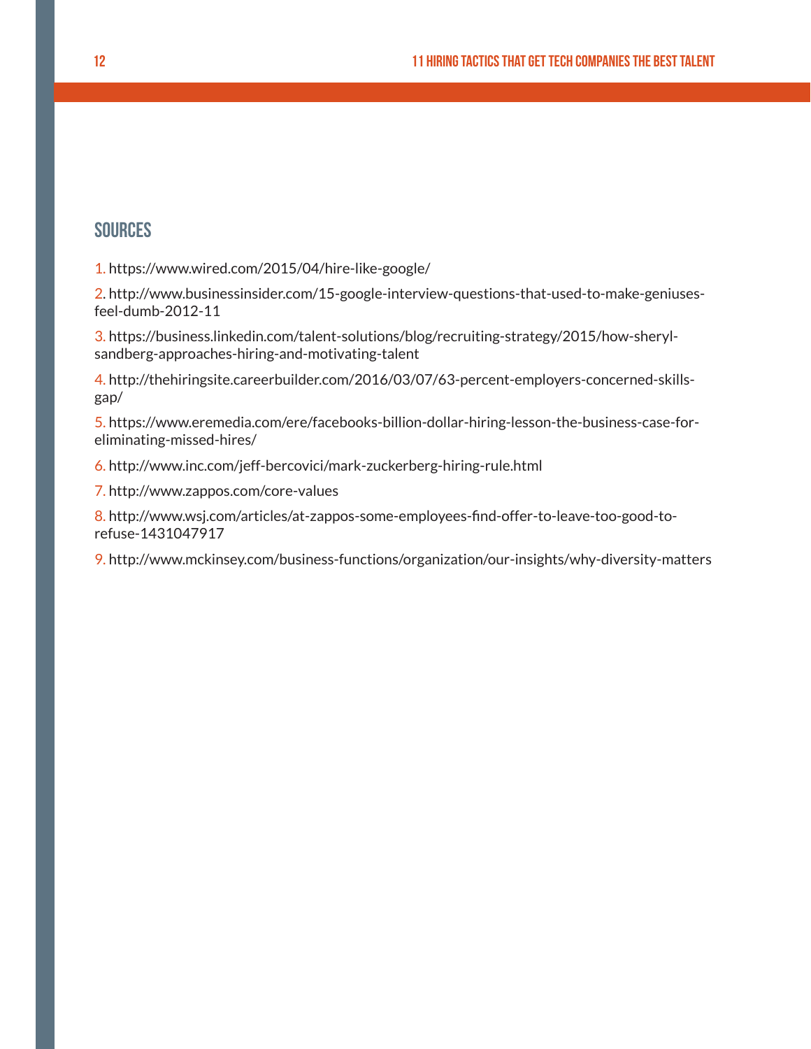## SOURCES

1. https://www.wired.com/2015/04/hire-like-google/
2. http://www.businessinsider.com/15-google-interview-questions-that-used-to-make-geniuses-feel-dumb-2012-11
3. https://business.linkedin.com/talent-solutions/blog/recruiting-strategy/2015/how-sheryl-sandberg-approaches-hiring-and-motivating-talent
4. http://thehiringsite.careerbuilder.com/2016/03/07/63-percent-employers-concerned-skills-gap/
5. https://www.eremedia.com/ere/facebooks-billion-dollar-hiring-lesson-the-business-case-for-eliminating-missed-hires/
6. http://www.inc.com/jeff-bercovici/mark-zuckerberg-hiring-rule.html
7. http://www.zappos.com/core-values
8. http://www.wsj.com/articles/at-zappos-some-employees-find-offer-to-leave-too-good-to-refuse-1431047917
9. http://www.mckinsey.com/business-functions/organization/our-insights/why-diversity-matters